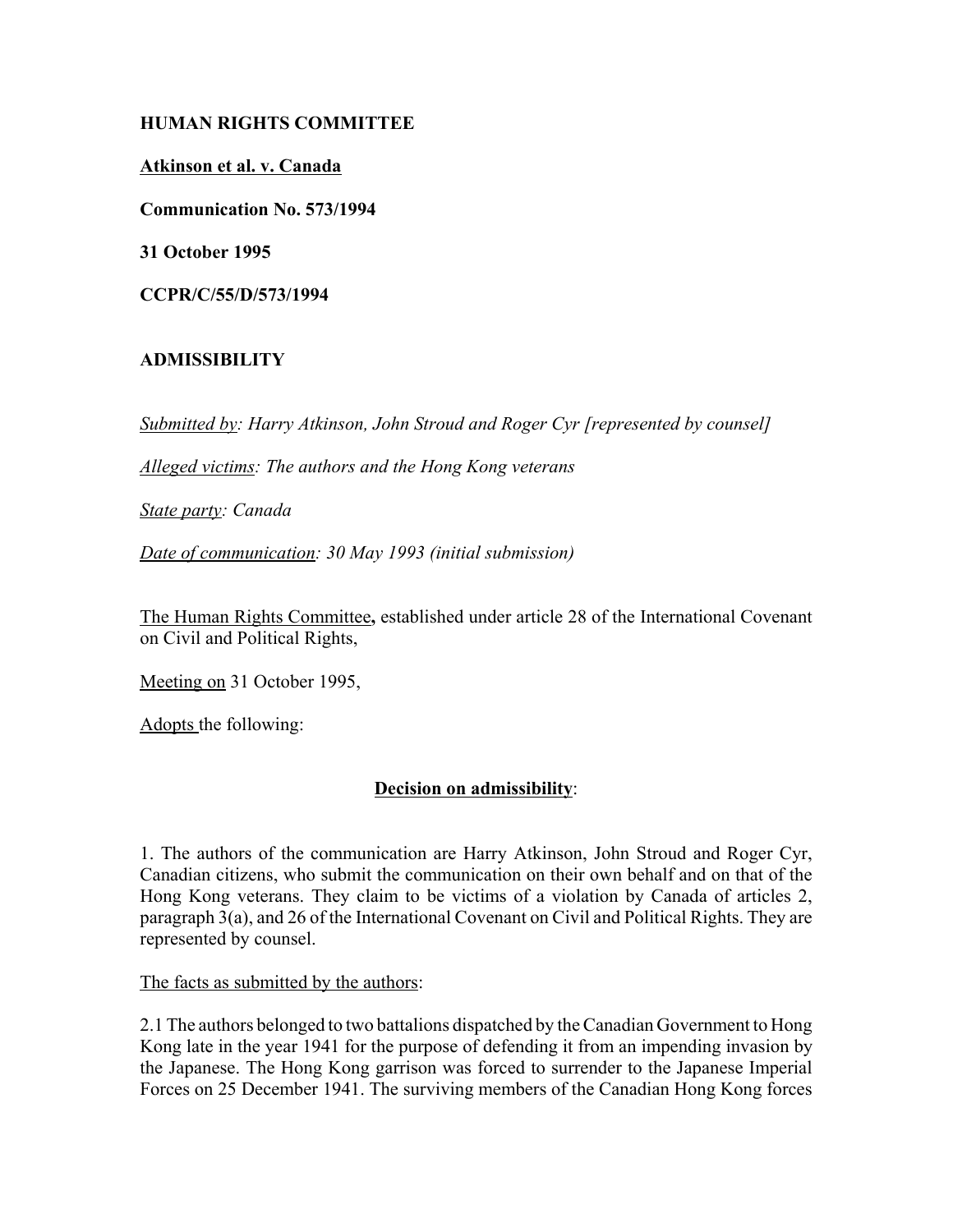**HUMAN RIGHTS COMMITTEE**

**Atkinson et al. v. Canada**

**Communication No. 573/1994**

**31 October 1995**

**CCPR/C/55/D/573/1994**

**ADMISSIBILITY**

*Submitted by: Harry Atkinson, John Stroud and Roger Cyr [represented by counsel]*

*Alleged victims: The authors and the Hong Kong veterans*

*State party: Canada*

*Date of communication: 30 May 1993 (initial submission)*

The Human Rights Committee, established under article 28 of the International Covenant on Civil and Political Rights,

Meeting on 31 October 1995,

Adopts the following:

**Decision on admissibility:**

1. The authors of the communication are Harry Atkinson, John Stroud and Roger Cyr, Canadian citizens, who submit the communication on their own behalf and on that of the Hong Kong veterans. They claim to be victims of a violation by Canada of articles 2, paragraph 3(a), and 26 of the International Covenant on Civil and Political Rights. They are represented by counsel.

The facts as submitted by the authors:

2.1 The authors belonged to two battalions dispatched by the Canadian Government to Hong Kong late in the year 1941 for the purpose of defending it from an impending invasion by the Japanese. The Hong Kong garrison was forced to surrender to the Japanese Imperial Forces on 25 December 1941. The surviving members of the Canadian Hong Kong forces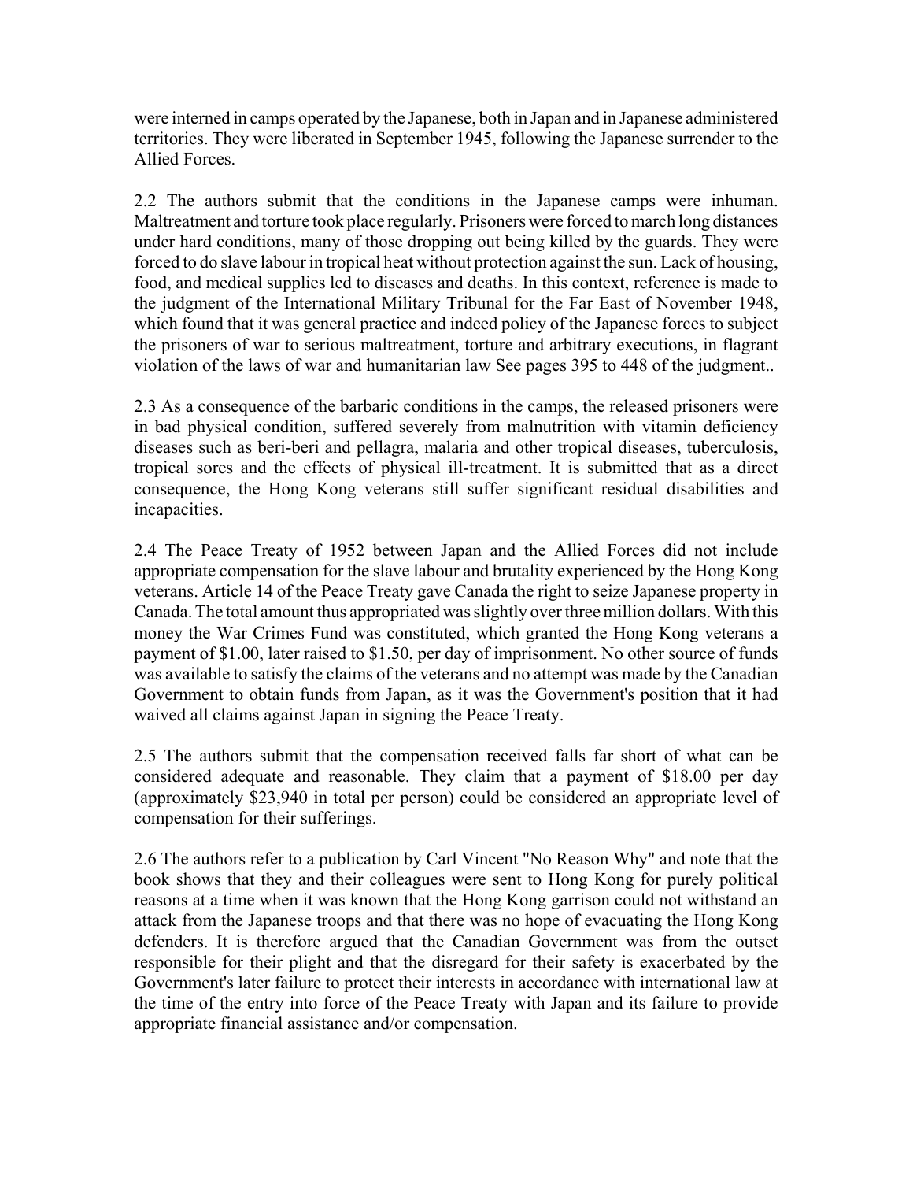were interned in camps operated by the Japanese, both in Japan and in Japanese administered territories. They were liberated in September 1945, following the Japanese surrender to the Allied Forces.

2.2 The authors submit that the conditions in the Japanese camps were inhuman. Maltreatment and torture took place regularly. Prisoners were forced to march long distances under hard conditions, many of those dropping out being killed by the guards. They were forced to do slave labour in tropical heat without protection against the sun. Lack of housing, food, and medical supplies led to diseases and deaths. In this context, reference is made to the judgment of the International Military Tribunal for the Far East of November 1948, which found that it was general practice and indeed policy of the Japanese forces to subject the prisoners of war to serious maltreatment, torture and arbitrary executions, in flagrant violation of the laws of war and humanitarian law See pages 395 to 448 of the judgment..

2.3 As a consequence of the barbaric conditions in the camps, the released prisoners were in bad physical condition, suffered severely from malnutrition with vitamin deficiency diseases such as beri-beri and pellagra, malaria and other tropical diseases, tuberculosis, tropical sores and the effects of physical ill-treatment. It is submitted that as a direct consequence, the Hong Kong veterans still suffer significant residual disabilities and incapacities.

2.4 The Peace Treaty of 1952 between Japan and the Allied Forces did not include appropriate compensation for the slave labour and brutality experienced by the Hong Kong veterans. Article 14 of the Peace Treaty gave Canada the right to seize Japanese property in Canada. The total amount thus appropriated was slightly over three million dollars. With this money the War Crimes Fund was constituted, which granted the Hong Kong veterans a payment of $1.00, later raised to $1.50, per day of imprisonment. No other source of funds was available to satisfy the claims of the veterans and no attempt was made by the Canadian Government to obtain funds from Japan, as it was the Government's position that it had waived all claims against Japan in signing the Peace Treaty.

2.5 The authors submit that the compensation received falls far short of what can be considered adequate and reasonable. They claim that a payment of $18.00 per day (approximately $23,940 in total per person) could be considered an appropriate level of compensation for their sufferings.

2.6 The authors refer to a publication by Carl Vincent "No Reason Why" and note that the book shows that they and their colleagues were sent to Hong Kong for purely political reasons at a time when it was known that the Hong Kong garrison could not withstand an attack from the Japanese troops and that there was no hope of evacuating the Hong Kong defenders. It is therefore argued that the Canadian Government was from the outset responsible for their plight and that the disregard for their safety is exacerbated by the Government's later failure to protect their interests in accordance with international law at the time of the entry into force of the Peace Treaty with Japan and its failure to provide appropriate financial assistance and/or compensation.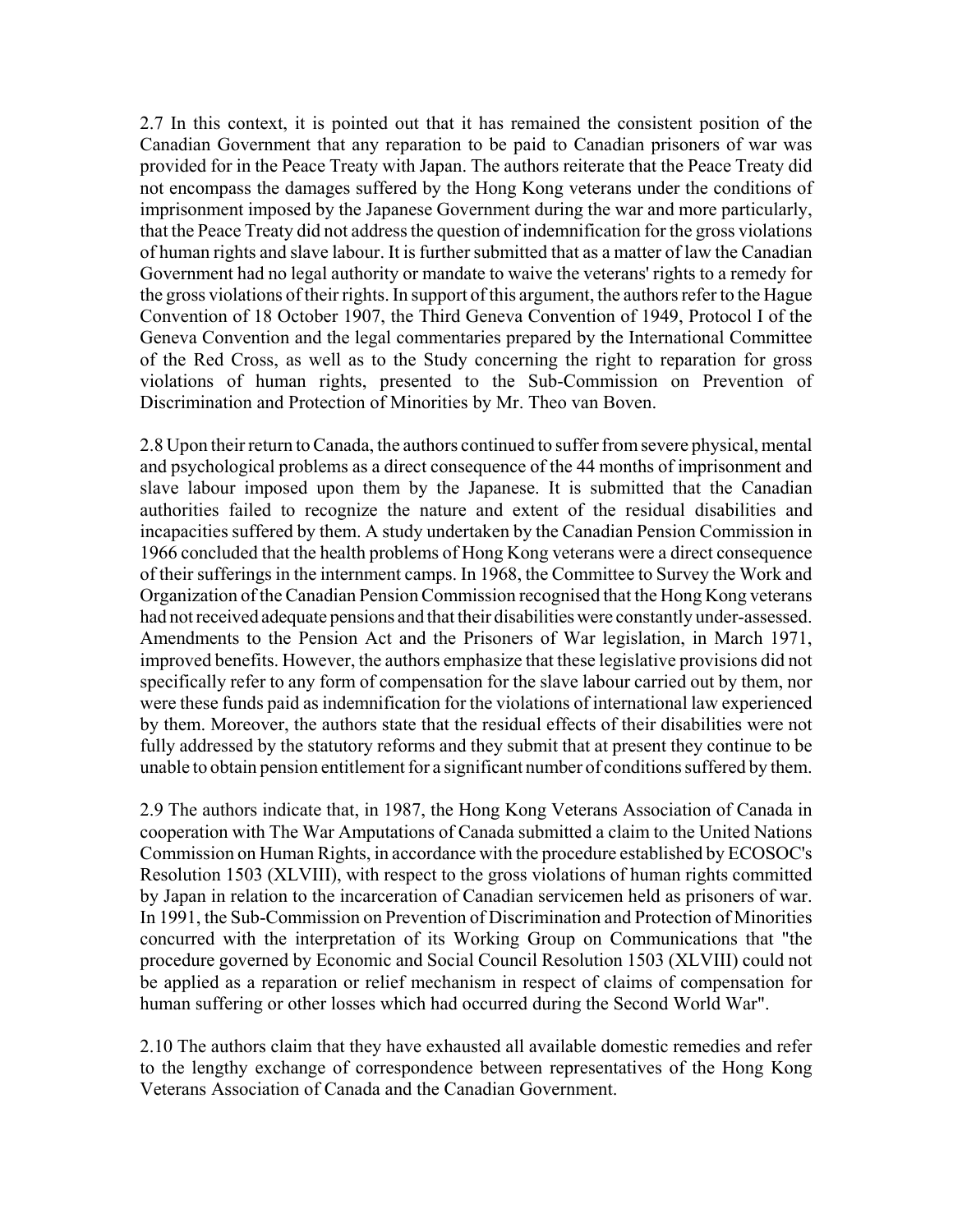2.7 In this context, it is pointed out that it has remained the consistent position of the Canadian Government that any reparation to be paid to Canadian prisoners of war was provided for in the Peace Treaty with Japan. The authors reiterate that the Peace Treaty did not encompass the damages suffered by the Hong Kong veterans under the conditions of imprisonment imposed by the Japanese Government during the war and more particularly, that the Peace Treaty did not address the question of indemnification for the gross violations of human rights and slave labour. It is further submitted that as a matter of law the Canadian Government had no legal authority or mandate to waive the veterans' rights to a remedy for the gross violations of their rights. In support of this argument, the authors refer to the Hague Convention of 18 October 1907, the Third Geneva Convention of 1949, Protocol I of the Geneva Convention and the legal commentaries prepared by the International Committee of the Red Cross, as well as to the Study concerning the right to reparation for gross violations of human rights, presented to the Sub-Commission on Prevention of Discrimination and Protection of Minorities by Mr. Theo van Boven.

2.8 Upon their return to Canada, the authors continued to suffer from severe physical, mental and psychological problems as a direct consequence of the 44 months of imprisonment and slave labour imposed upon them by the Japanese. It is submitted that the Canadian authorities failed to recognize the nature and extent of the residual disabilities and incapacities suffered by them. A study undertaken by the Canadian Pension Commission in 1966 concluded that the health problems of Hong Kong veterans were a direct consequence of their sufferings in the internment camps. In 1968, the Committee to Survey the Work and Organization of the Canadian Pension Commission recognised that the Hong Kong veterans had not received adequate pensions and that their disabilities were constantly under-assessed. Amendments to the Pension Act and the Prisoners of War legislation, in March 1971, improved benefits. However, the authors emphasize that these legislative provisions did not specifically refer to any form of compensation for the slave labour carried out by them, nor were these funds paid as indemnification for the violations of international law experienced by them. Moreover, the authors state that the residual effects of their disabilities were not fully addressed by the statutory reforms and they submit that at present they continue to be unable to obtain pension entitlement for a significant number of conditions suffered by them.

2.9 The authors indicate that, in 1987, the Hong Kong Veterans Association of Canada in cooperation with The War Amputations of Canada submitted a claim to the United Nations Commission on Human Rights, in accordance with the procedure established by ECOSOC's Resolution 1503 (XLVIII), with respect to the gross violations of human rights committed by Japan in relation to the incarceration of Canadian servicemen held as prisoners of war. In 1991, the Sub-Commission on Prevention of Discrimination and Protection of Minorities concurred with the interpretation of its Working Group on Communications that "the procedure governed by Economic and Social Council Resolution 1503 (XLVIII) could not be applied as a reparation or relief mechanism in respect of claims of compensation for human suffering or other losses which had occurred during the Second World War".

2.10 The authors claim that they have exhausted all available domestic remedies and refer to the lengthy exchange of correspondence between representatives of the Hong Kong Veterans Association of Canada and the Canadian Government.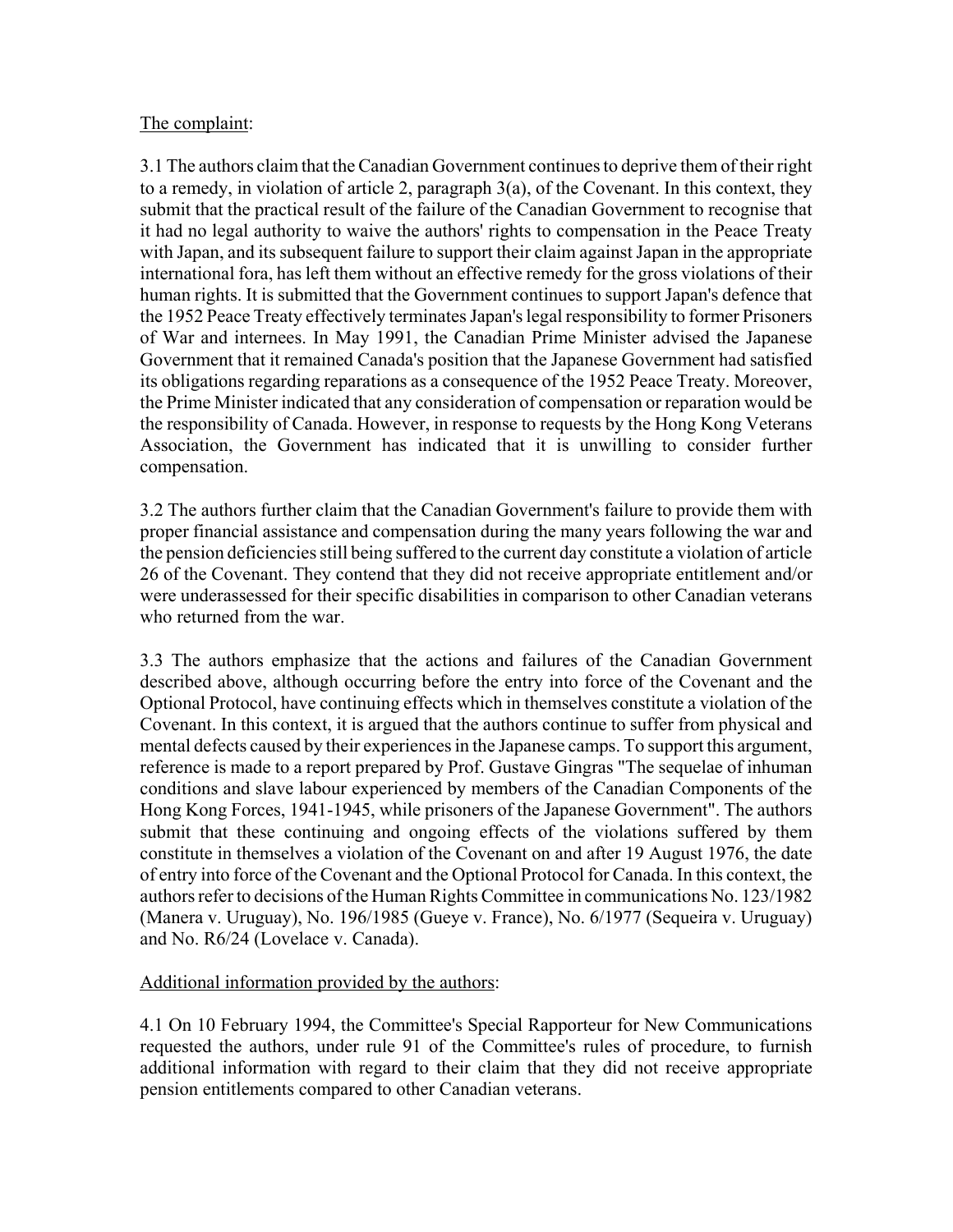The complaint:

3.1 The authors claim that the Canadian Government continues to deprive them of their right to a remedy, in violation of article 2, paragraph 3(a), of the Covenant. In this context, they submit that the practical result of the failure of the Canadian Government to recognise that it had no legal authority to waive the authors' rights to compensation in the Peace Treaty with Japan, and its subsequent failure to support their claim against Japan in the appropriate international fora, has left them without an effective remedy for the gross violations of their human rights. It is submitted that the Government continues to support Japan's defence that the 1952 Peace Treaty effectively terminates Japan's legal responsibility to former Prisoners of War and internees. In May 1991, the Canadian Prime Minister advised the Japanese Government that it remained Canada's position that the Japanese Government had satisfied its obligations regarding reparations as a consequence of the 1952 Peace Treaty. Moreover, the Prime Minister indicated that any consideration of compensation or reparation would be the responsibility of Canada. However, in response to requests by the Hong Kong Veterans Association, the Government has indicated that it is unwilling to consider further compensation.

3.2 The authors further claim that the Canadian Government's failure to provide them with proper financial assistance and compensation during the many years following the war and the pension deficiencies still being suffered to the current day constitute a violation of article 26 of the Covenant. They contend that they did not receive appropriate entitlement and/or were underassessed for their specific disabilities in comparison to other Canadian veterans who returned from the war.

3.3 The authors emphasize that the actions and failures of the Canadian Government described above, although occurring before the entry into force of the Covenant and the Optional Protocol, have continuing effects which in themselves constitute a violation of the Covenant. In this context, it is argued that the authors continue to suffer from physical and mental defects caused by their experiences in the Japanese camps. To support this argument, reference is made to a report prepared by Prof. Gustave Gingras "The sequelae of inhuman conditions and slave labour experienced by members of the Canadian Components of the Hong Kong Forces, 1941-1945, while prisoners of the Japanese Government". The authors submit that these continuing and ongoing effects of the violations suffered by them constitute in themselves a violation of the Covenant on and after 19 August 1976, the date of entry into force of the Covenant and the Optional Protocol for Canada. In this context, the authors refer to decisions of the Human Rights Committee in communications No. 123/1982 (Manera v. Uruguay), No. 196/1985 (Gueye v. France), No. 6/1977 (Sequeira v. Uruguay) and No. R6/24 (Lovelace v. Canada).

Additional information provided by the authors:

4.1 On 10 February 1994, the Committee's Special Rapporteur for New Communications requested the authors, under rule 91 of the Committee's rules of procedure, to furnish additional information with regard to their claim that they did not receive appropriate pension entitlements compared to other Canadian veterans.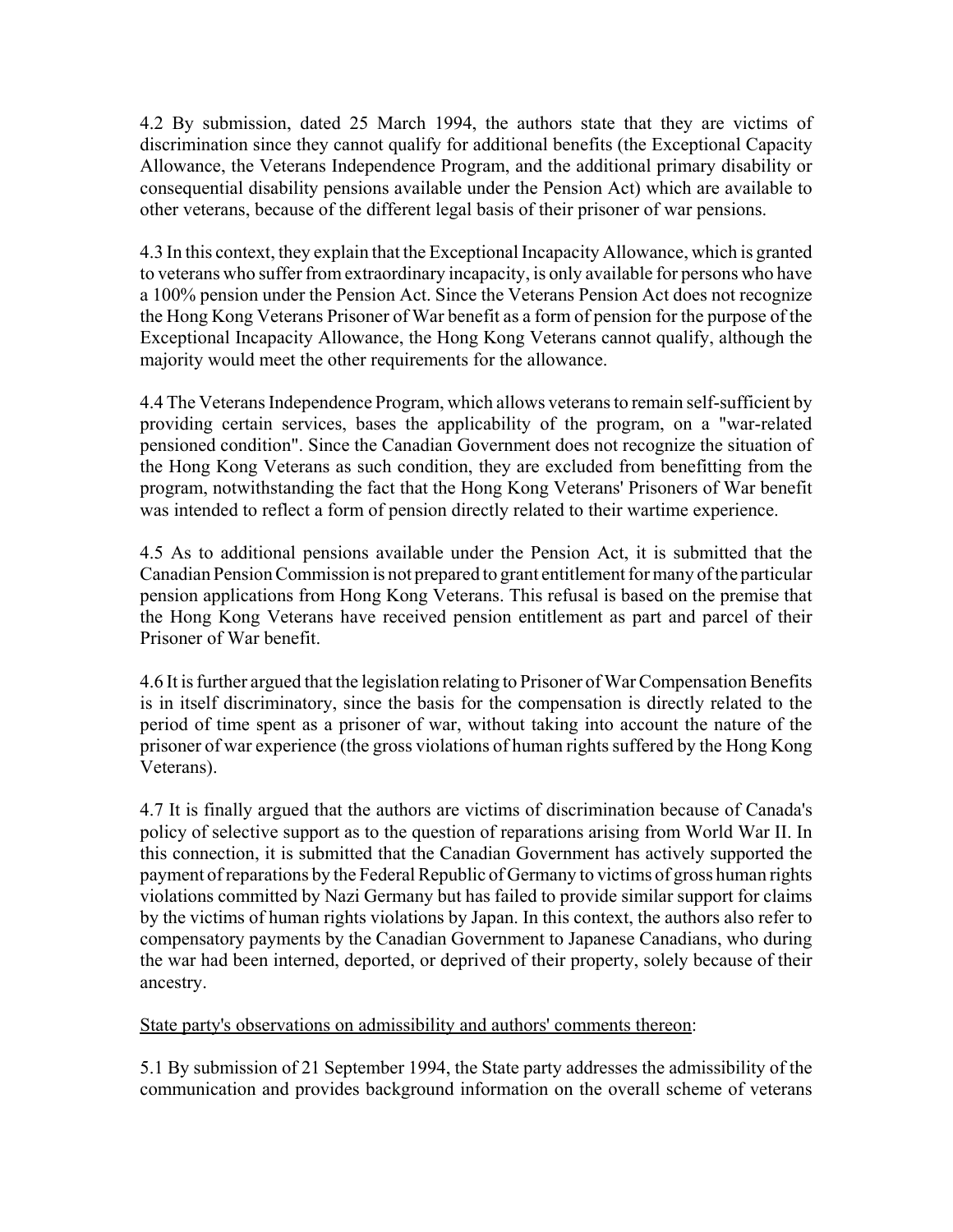4.2 By submission, dated 25 March 1994, the authors state that they are victims of discrimination since they cannot qualify for additional benefits (the Exceptional Capacity Allowance, the Veterans Independence Program, and the additional primary disability or consequential disability pensions available under the Pension Act) which are available to other veterans, because of the different legal basis of their prisoner of war pensions.

4.3 In this context, they explain that the Exceptional Incapacity Allowance, which is granted to veterans who suffer from extraordinary incapacity, is only available for persons who have a 100% pension under the Pension Act. Since the Veterans Pension Act does not recognize the Hong Kong Veterans Prisoner of War benefit as a form of pension for the purpose of the Exceptional Incapacity Allowance, the Hong Kong Veterans cannot qualify, although the majority would meet the other requirements for the allowance.

4.4 The Veterans Independence Program, which allows veterans to remain self-sufficient by providing certain services, bases the applicability of the program, on a "war-related pensioned condition". Since the Canadian Government does not recognize the situation of the Hong Kong Veterans as such condition, they are excluded from benefitting from the program, notwithstanding the fact that the Hong Kong Veterans' Prisoners of War benefit was intended to reflect a form of pension directly related to their wartime experience.

4.5 As to additional pensions available under the Pension Act, it is submitted that the Canadian Pension Commission is not prepared to grant entitlement for many of the particular pension applications from Hong Kong Veterans. This refusal is based on the premise that the Hong Kong Veterans have received pension entitlement as part and parcel of their Prisoner of War benefit.

4.6 It is further argued that the legislation relating to Prisoner of War Compensation Benefits is in itself discriminatory, since the basis for the compensation is directly related to the period of time spent as a prisoner of war, without taking into account the nature of the prisoner of war experience (the gross violations of human rights suffered by the Hong Kong Veterans).

4.7 It is finally argued that the authors are victims of discrimination because of Canada's policy of selective support as to the question of reparations arising from World War II. In this connection, it is submitted that the Canadian Government has actively supported the payment of reparations by the Federal Republic of Germany to victims of gross human rights violations committed by Nazi Germany but has failed to provide similar support for claims by the victims of human rights violations by Japan. In this context, the authors also refer to compensatory payments by the Canadian Government to Japanese Canadians, who during the war had been interned, deported, or deprived of their property, solely because of their ancestry.

<u>State party's observations on admissibility and authors' comments thereon</u>:

5.1 By submission of 21 September 1994, the State party addresses the admissibility of the communication and provides background information on the overall scheme of veterans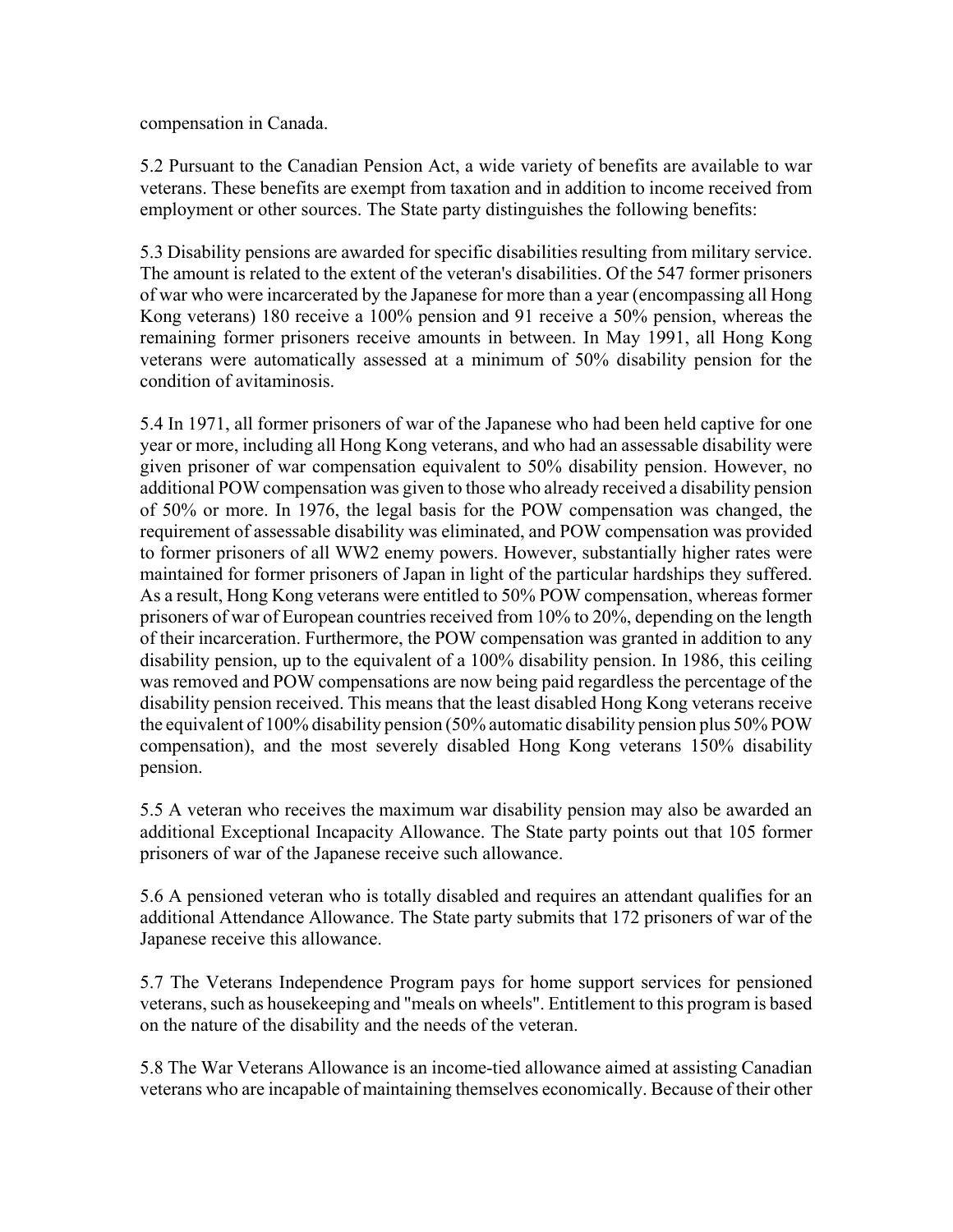compensation in Canada.

5.2 Pursuant to the Canadian Pension Act, a wide variety of benefits are available to war veterans. These benefits are exempt from taxation and in addition to income received from employment or other sources. The State party distinguishes the following benefits:

5.3 Disability pensions are awarded for specific disabilities resulting from military service. The amount is related to the extent of the veteran's disabilities. Of the 547 former prisoners of war who were incarcerated by the Japanese for more than a year (encompassing all Hong Kong veterans) 180 receive a 100% pension and 91 receive a 50% pension, whereas the remaining former prisoners receive amounts in between. In May 1991, all Hong Kong veterans were automatically assessed at a minimum of 50% disability pension for the condition of avitaminosis.

5.4 In 1971, all former prisoners of war of the Japanese who had been held captive for one year or more, including all Hong Kong veterans, and who had an assessable disability were given prisoner of war compensation equivalent to 50% disability pension. However, no additional POW compensation was given to those who already received a disability pension of 50% or more. In 1976, the legal basis for the POW compensation was changed, the requirement of assessable disability was eliminated, and POW compensation was provided to former prisoners of all WW2 enemy powers. However, substantially higher rates were maintained for former prisoners of Japan in light of the particular hardships they suffered. As a result, Hong Kong veterans were entitled to 50% POW compensation, whereas former prisoners of war of European countries received from 10% to 20%, depending on the length of their incarceration. Furthermore, the POW compensation was granted in addition to any disability pension, up to the equivalent of a 100% disability pension. In 1986, this ceiling was removed and POW compensations are now being paid regardless the percentage of the disability pension received. This means that the least disabled Hong Kong veterans receive the equivalent of 100% disability pension (50% automatic disability pension plus 50% POW compensation), and the most severely disabled Hong Kong veterans 150% disability pension.

5.5 A veteran who receives the maximum war disability pension may also be awarded an additional Exceptional Incapacity Allowance. The State party points out that 105 former prisoners of war of the Japanese receive such allowance.

5.6 A pensioned veteran who is totally disabled and requires an attendant qualifies for an additional Attendance Allowance. The State party submits that 172 prisoners of war of the Japanese receive this allowance.

5.7 The Veterans Independence Program pays for home support services for pensioned veterans, such as housekeeping and "meals on wheels". Entitlement to this program is based on the nature of the disability and the needs of the veteran.

5.8 The War Veterans Allowance is an income-tied allowance aimed at assisting Canadian veterans who are incapable of maintaining themselves economically. Because of their other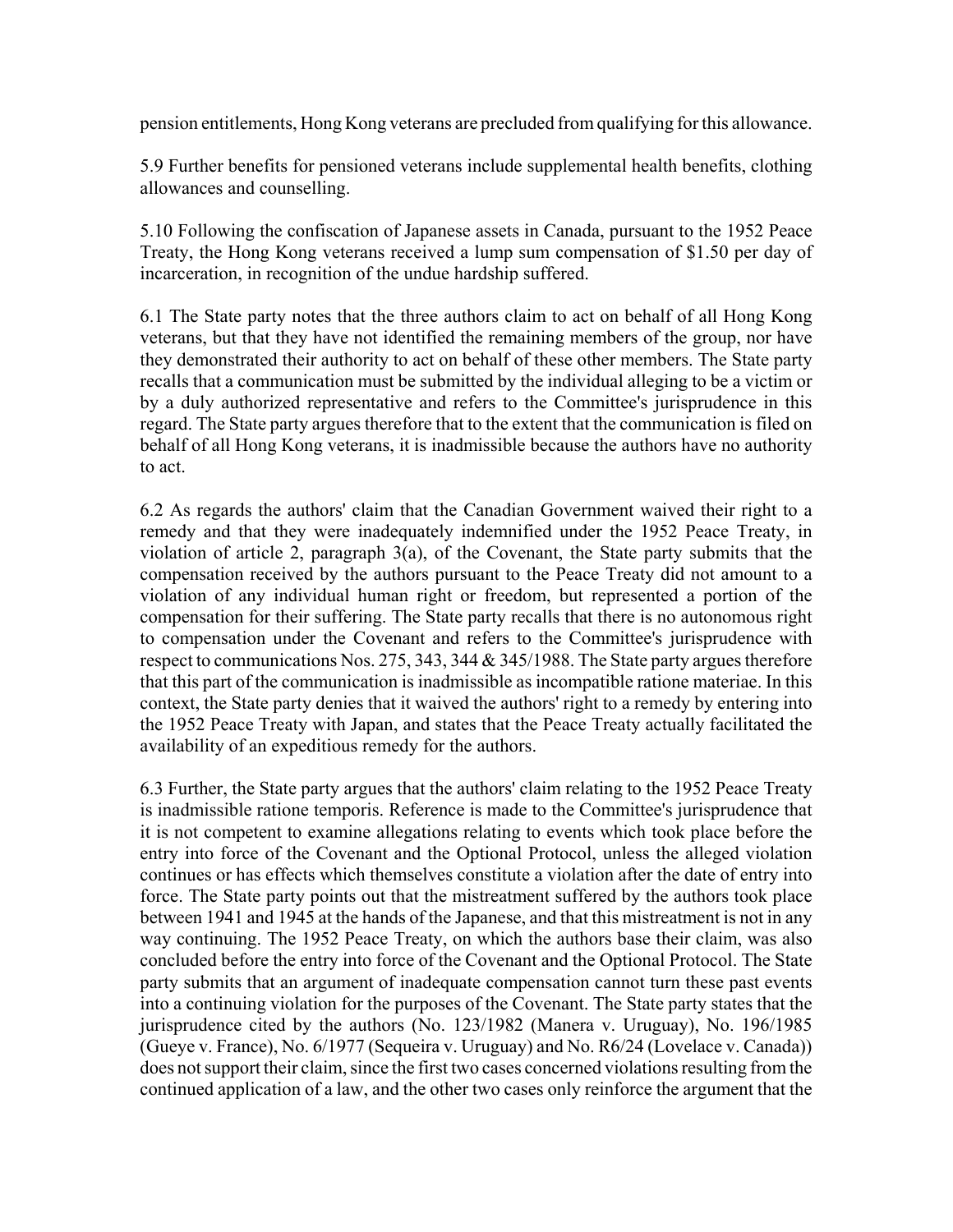pension entitlements, Hong Kong veterans are precluded from qualifying for this allowance.

5.9 Further benefits for pensioned veterans include supplemental health benefits, clothing allowances and counselling.

5.10 Following the confiscation of Japanese assets in Canada, pursuant to the 1952 Peace Treaty, the Hong Kong veterans received a lump sum compensation of $1.50 per day of incarceration, in recognition of the undue hardship suffered.

6.1 The State party notes that the three authors claim to act on behalf of all Hong Kong veterans, but that they have not identified the remaining members of the group, nor have they demonstrated their authority to act on behalf of these other members. The State party recalls that a communication must be submitted by the individual alleging to be a victim or by a duly authorized representative and refers to the Committee's jurisprudence in this regard. The State party argues therefore that to the extent that the communication is filed on behalf of all Hong Kong veterans, it is inadmissible because the authors have no authority to act.

6.2 As regards the authors' claim that the Canadian Government waived their right to a remedy and that they were inadequately indemnified under the 1952 Peace Treaty, in violation of article 2, paragraph 3(a), of the Covenant, the State party submits that the compensation received by the authors pursuant to the Peace Treaty did not amount to a violation of any individual human right or freedom, but represented a portion of the compensation for their suffering. The State party recalls that there is no autonomous right to compensation under the Covenant and refers to the Committee's jurisprudence with respect to communications Nos. 275, 343, 344 & 345/1988. The State party argues therefore that this part of the communication is inadmissible as incompatible ratione materiae. In this context, the State party denies that it waived the authors' right to a remedy by entering into the 1952 Peace Treaty with Japan, and states that the Peace Treaty actually facilitated the availability of an expeditious remedy for the authors.

6.3 Further, the State party argues that the authors' claim relating to the 1952 Peace Treaty is inadmissible ratione temporis. Reference is made to the Committee's jurisprudence that it is not competent to examine allegations relating to events which took place before the entry into force of the Covenant and the Optional Protocol, unless the alleged violation continues or has effects which themselves constitute a violation after the date of entry into force. The State party points out that the mistreatment suffered by the authors took place between 1941 and 1945 at the hands of the Japanese, and that this mistreatment is not in any way continuing. The 1952 Peace Treaty, on which the authors base their claim, was also concluded before the entry into force of the Covenant and the Optional Protocol. The State party submits that an argument of inadequate compensation cannot turn these past events into a continuing violation for the purposes of the Covenant. The State party states that the jurisprudence cited by the authors (No. 123/1982 (Manera v. Uruguay), No. 196/1985 (Gueye v. France), No. 6/1977 (Sequeira v. Uruguay) and No. R6/24 (Lovelace v. Canada)) does not support their claim, since the first two cases concerned violations resulting from the continued application of a law, and the other two cases only reinforce the argument that the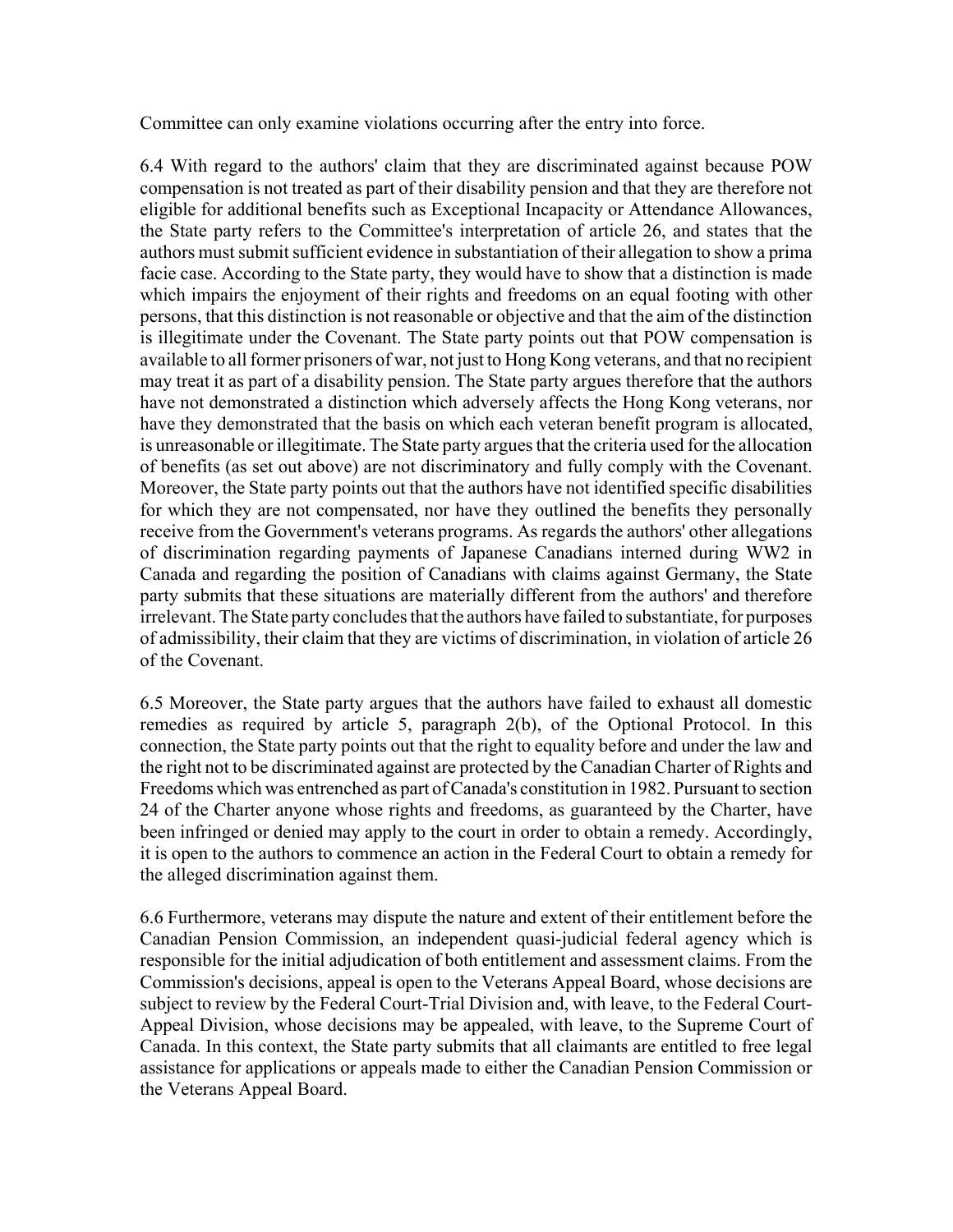Committee can only examine violations occurring after the entry into force.

6.4 With regard to the authors' claim that they are discriminated against because POW compensation is not treated as part of their disability pension and that they are therefore not eligible for additional benefits such as Exceptional Incapacity or Attendance Allowances, the State party refers to the Committee's interpretation of article 26, and states that the authors must submit sufficient evidence in substantiation of their allegation to show a prima facie case. According to the State party, they would have to show that a distinction is made which impairs the enjoyment of their rights and freedoms on an equal footing with other persons, that this distinction is not reasonable or objective and that the aim of the distinction is illegitimate under the Covenant. The State party points out that POW compensation is available to all former prisoners of war, not just to Hong Kong veterans, and that no recipient may treat it as part of a disability pension. The State party argues therefore that the authors have not demonstrated a distinction which adversely affects the Hong Kong veterans, nor have they demonstrated that the basis on which each veteran benefit program is allocated, is unreasonable or illegitimate. The State party argues that the criteria used for the allocation of benefits (as set out above) are not discriminatory and fully comply with the Covenant. Moreover, the State party points out that the authors have not identified specific disabilities for which they are not compensated, nor have they outlined the benefits they personally receive from the Government's veterans programs. As regards the authors' other allegations of discrimination regarding payments of Japanese Canadians interned during WW2 in Canada and regarding the position of Canadians with claims against Germany, the State party submits that these situations are materially different from the authors' and therefore irrelevant. The State party concludes that the authors have failed to substantiate, for purposes of admissibility, their claim that they are victims of discrimination, in violation of article 26 of the Covenant.

6.5 Moreover, the State party argues that the authors have failed to exhaust all domestic remedies as required by article 5, paragraph 2(b), of the Optional Protocol. In this connection, the State party points out that the right to equality before and under the law and the right not to be discriminated against are protected by the Canadian Charter of Rights and Freedoms which was entrenched as part of Canada's constitution in 1982. Pursuant to section 24 of the Charter anyone whose rights and freedoms, as guaranteed by the Charter, have been infringed or denied may apply to the court in order to obtain a remedy. Accordingly, it is open to the authors to commence an action in the Federal Court to obtain a remedy for the alleged discrimination against them.

6.6 Furthermore, veterans may dispute the nature and extent of their entitlement before the Canadian Pension Commission, an independent quasi-judicial federal agency which is responsible for the initial adjudication of both entitlement and assessment claims. From the Commission's decisions, appeal is open to the Veterans Appeal Board, whose decisions are subject to review by the Federal Court-Trial Division and, with leave, to the Federal Court-Appeal Division, whose decisions may be appealed, with leave, to the Supreme Court of Canada. In this context, the State party submits that all claimants are entitled to free legal assistance for applications or appeals made to either the Canadian Pension Commission or the Veterans Appeal Board.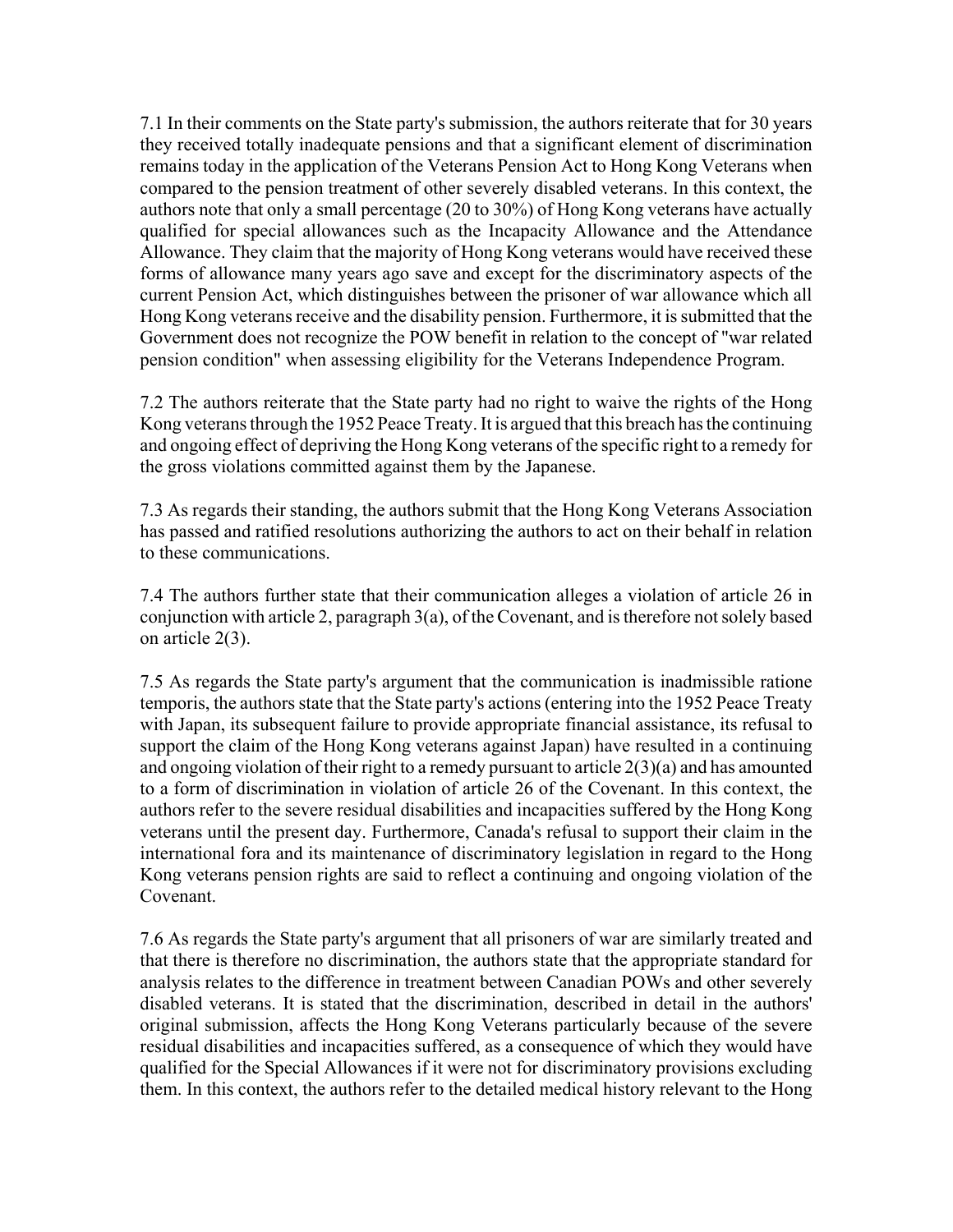7.1 In their comments on the State party's submission, the authors reiterate that for 30 years they received totally inadequate pensions and that a significant element of discrimination remains today in the application of the Veterans Pension Act to Hong Kong Veterans when compared to the pension treatment of other severely disabled veterans. In this context, the authors note that only a small percentage (20 to 30%) of Hong Kong veterans have actually qualified for special allowances such as the Incapacity Allowance and the Attendance Allowance. They claim that the majority of Hong Kong veterans would have received these forms of allowance many years ago save and except for the discriminatory aspects of the current Pension Act, which distinguishes between the prisoner of war allowance which all Hong Kong veterans receive and the disability pension. Furthermore, it is submitted that the Government does not recognize the POW benefit in relation to the concept of "war related pension condition" when assessing eligibility for the Veterans Independence Program.

7.2 The authors reiterate that the State party had no right to waive the rights of the Hong Kong veterans through the 1952 Peace Treaty. It is argued that this breach has the continuing and ongoing effect of depriving the Hong Kong veterans of the specific right to a remedy for the gross violations committed against them by the Japanese.

7.3 As regards their standing, the authors submit that the Hong Kong Veterans Association has passed and ratified resolutions authorizing the authors to act on their behalf in relation to these communications.

7.4 The authors further state that their communication alleges a violation of article 26 in conjunction with article 2, paragraph 3(a), of the Covenant, and is therefore not solely based on article 2(3).

7.5 As regards the State party's argument that the communication is inadmissible ratione temporis, the authors state that the State party's actions (entering into the 1952 Peace Treaty with Japan, its subsequent failure to provide appropriate financial assistance, its refusal to support the claim of the Hong Kong veterans against Japan) have resulted in a continuing and ongoing violation of their right to a remedy pursuant to article 2(3)(a) and has amounted to a form of discrimination in violation of article 26 of the Covenant. In this context, the authors refer to the severe residual disabilities and incapacities suffered by the Hong Kong veterans until the present day. Furthermore, Canada's refusal to support their claim in the international fora and its maintenance of discriminatory legislation in regard to the Hong Kong veterans pension rights are said to reflect a continuing and ongoing violation of the Covenant.

7.6 As regards the State party's argument that all prisoners of war are similarly treated and that there is therefore no discrimination, the authors state that the appropriate standard for analysis relates to the difference in treatment between Canadian POWs and other severely disabled veterans. It is stated that the discrimination, described in detail in the authors' original submission, affects the Hong Kong Veterans particularly because of the severe residual disabilities and incapacities suffered, as a consequence of which they would have qualified for the Special Allowances if it were not for discriminatory provisions excluding them. In this context, the authors refer to the detailed medical history relevant to the Hong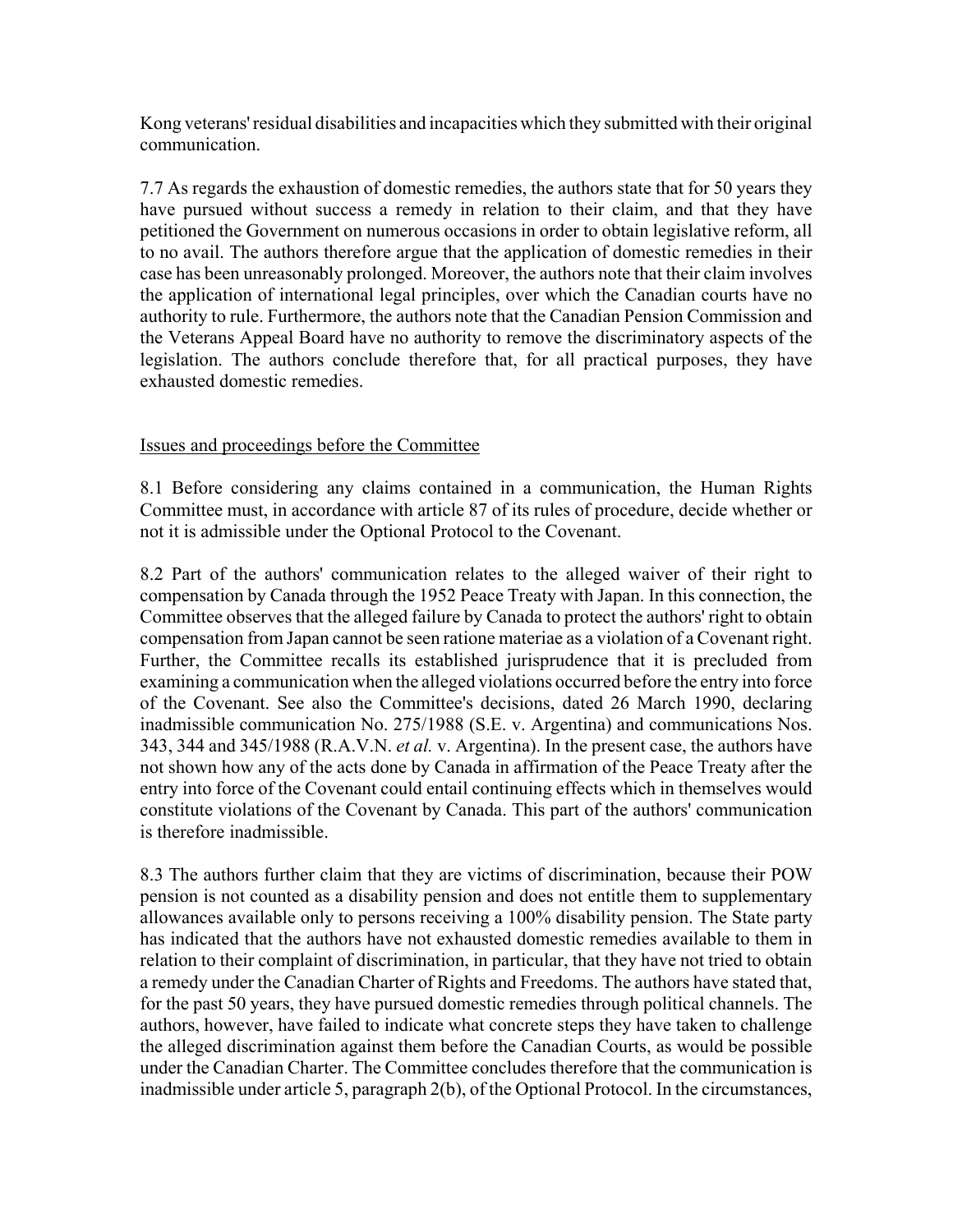Kong veterans' residual disabilities and incapacities which they submitted with their original communication.

7.7 As regards the exhaustion of domestic remedies, the authors state that for 50 years they have pursued without success a remedy in relation to their claim, and that they have petitioned the Government on numerous occasions in order to obtain legislative reform, all to no avail. The authors therefore argue that the application of domestic remedies in their case has been unreasonably prolonged. Moreover, the authors note that their claim involves the application of international legal principles, over which the Canadian courts have no authority to rule. Furthermore, the authors note that the Canadian Pension Commission and the Veterans Appeal Board have no authority to remove the discriminatory aspects of the legislation. The authors conclude therefore that, for all practical purposes, they have exhausted domestic remedies.

## Issues and proceedings before the Committee

8.1 Before considering any claims contained in a communication, the Human Rights Committee must, in accordance with article 87 of its rules of procedure, decide whether or not it is admissible under the Optional Protocol to the Covenant.

8.2 Part of the authors' communication relates to the alleged waiver of their right to compensation by Canada through the 1952 Peace Treaty with Japan. In this connection, the Committee observes that the alleged failure by Canada to protect the authors' right to obtain compensation from Japan cannot be seen ratione materiae as a violation of a Covenant right. Further, the Committee recalls its established jurisprudence that it is precluded from examining a communication when the alleged violations occurred before the entry into force of the Covenant. See also the Committee's decisions, dated 26 March 1990, declaring inadmissible communication No. 275/1988 (S.E. v. Argentina) and communications Nos. 343, 344 and 345/1988 (R.A.V.N. *et al.* v. Argentina). In the present case, the authors have not shown how any of the acts done by Canada in affirmation of the Peace Treaty after the entry into force of the Covenant could entail continuing effects which in themselves would constitute violations of the Covenant by Canada. This part of the authors' communication is therefore inadmissible.

8.3 The authors further claim that they are victims of discrimination, because their POW pension is not counted as a disability pension and does not entitle them to supplementary allowances available only to persons receiving a 100% disability pension. The State party has indicated that the authors have not exhausted domestic remedies available to them in relation to their complaint of discrimination, in particular, that they have not tried to obtain a remedy under the Canadian Charter of Rights and Freedoms. The authors have stated that, for the past 50 years, they have pursued domestic remedies through political channels. The authors, however, have failed to indicate what concrete steps they have taken to challenge the alleged discrimination against them before the Canadian Courts, as would be possible under the Canadian Charter. The Committee concludes therefore that the communication is inadmissible under article 5, paragraph 2(b), of the Optional Protocol. In the circumstances,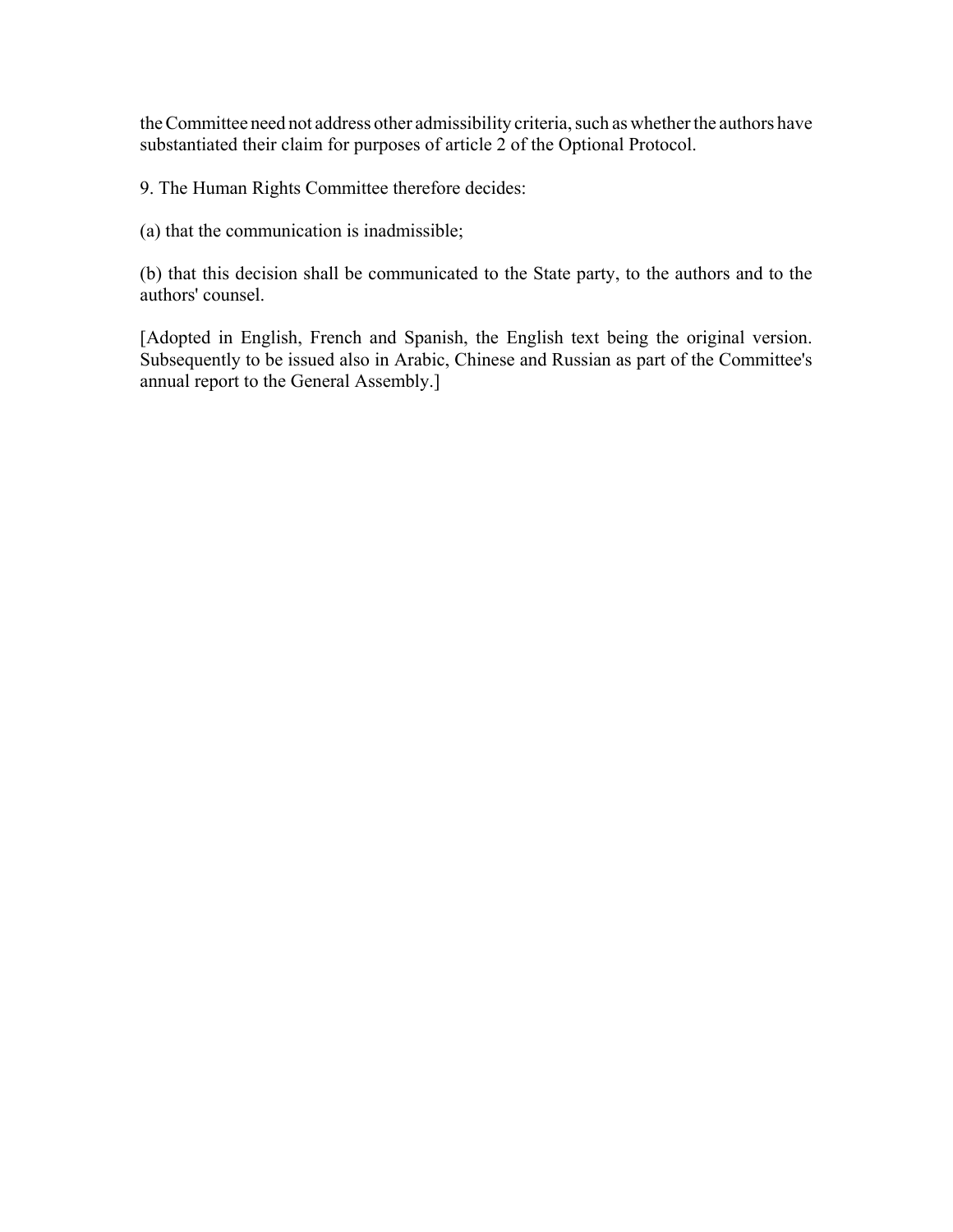the Committee need not address other admissibility criteria, such as whether the authors have substantiated their claim for purposes of article 2 of the Optional Protocol.

9. The Human Rights Committee therefore decides:

(a) that the communication is inadmissible;

(b) that this decision shall be communicated to the State party, to the authors and to the authors' counsel.

[Adopted in English, French and Spanish, the English text being the original version. Subsequently to be issued also in Arabic, Chinese and Russian as part of the Committee's annual report to the General Assembly.]